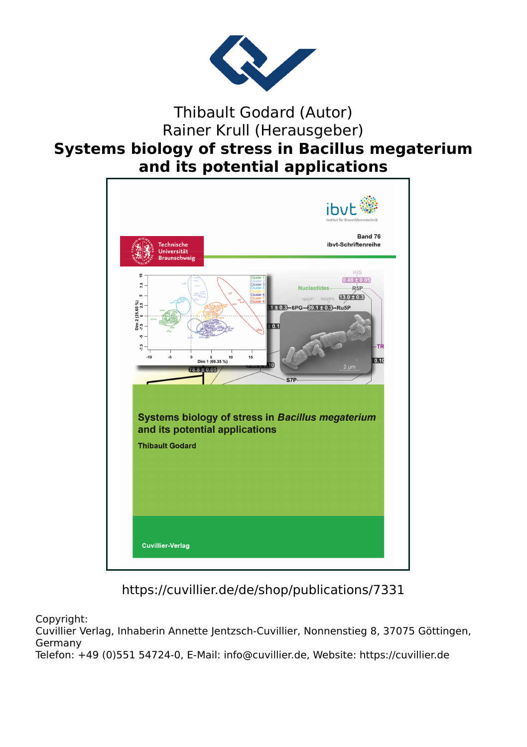Thibault Godard (Autor)
Rainer Krull (Herausgeber)

# Systems biology of stress in Bacillus megaterium and its potential applications

https://cuvillier.de/de/shop/publications/7331

Copyright:
Cuvillier Verlag, Inhaberin Annette Jentzsch-Cuvillier, Nonnenstieg 8, 37075 Göttingen, Germany
Telefon: +49 (0)551 54724-0, E-Mail: info@cuvillier.de, Website: https://cuvillier.de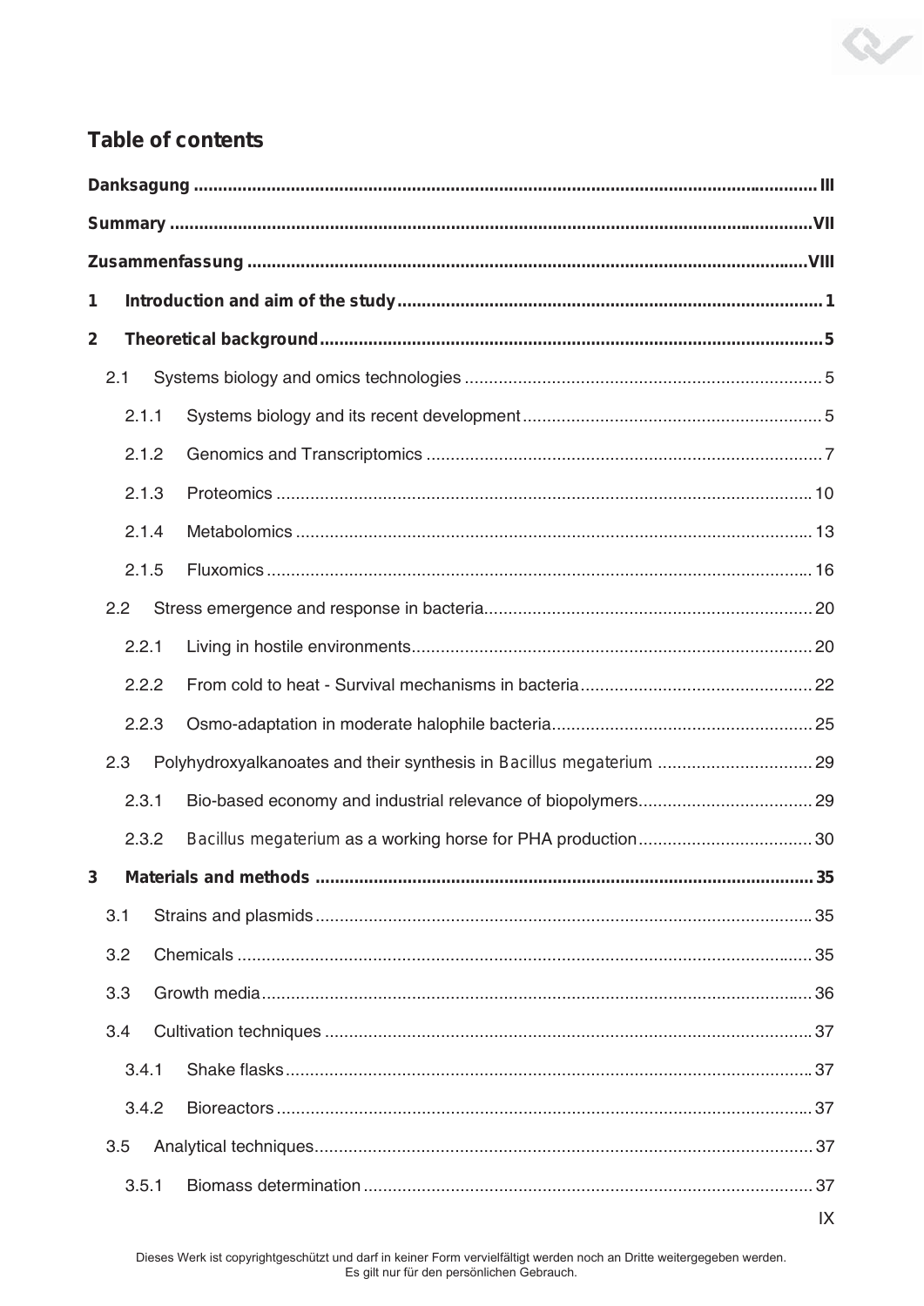## Table of contents

**Danksagung** ..... **III**

**Summary** ..... **VII**

**Zusammenfassung** ..... **VIII**

**1 Introduction and aim of the study** ..... **1**

**2 Theoretical background** ..... **5**

- 2.1 Systems biology and omics technologies ..... 5
  - 2.1.1 Systems biology and its recent development ..... 5
  - 2.1.2 Genomics and Transcriptomics ..... 7
  - 2.1.3 Proteomics ..... 10
  - 2.1.4 Metabolomics ..... 13
  - 2.1.5 Fluxomics ..... 16
- 2.2 Stress emergence and response in bacteria ..... 20
  - 2.2.1 Living in hostile environments ..... 20
  - 2.2.2 From cold to heat - Survival mechanisms in bacteria ..... 22
  - 2.2.3 Osmo-adaptation in moderate halophile bacteria ..... 25
- 2.3 Polyhydroxyalkanoates and their synthesis in *Bacillus megaterium* ..... 29
  - 2.3.1 Bio-based economy and industrial relevance of biopolymers ..... 29
  - 2.3.2 *Bacillus megaterium* as a working horse for PHA production ..... 30

**3 Materials and methods** ..... **35**

- 3.1 Strains and plasmids ..... 35
- 3.2 Chemicals ..... 35
- 3.3 Growth media ..... 36
- 3.4 Cultivation techniques ..... 37
  - 3.4.1 Shake flasks ..... 37
  - 3.4.2 Bioreactors ..... 37
- 3.5 Analytical techniques ..... 37
  - 3.5.1 Biomass determination ..... 37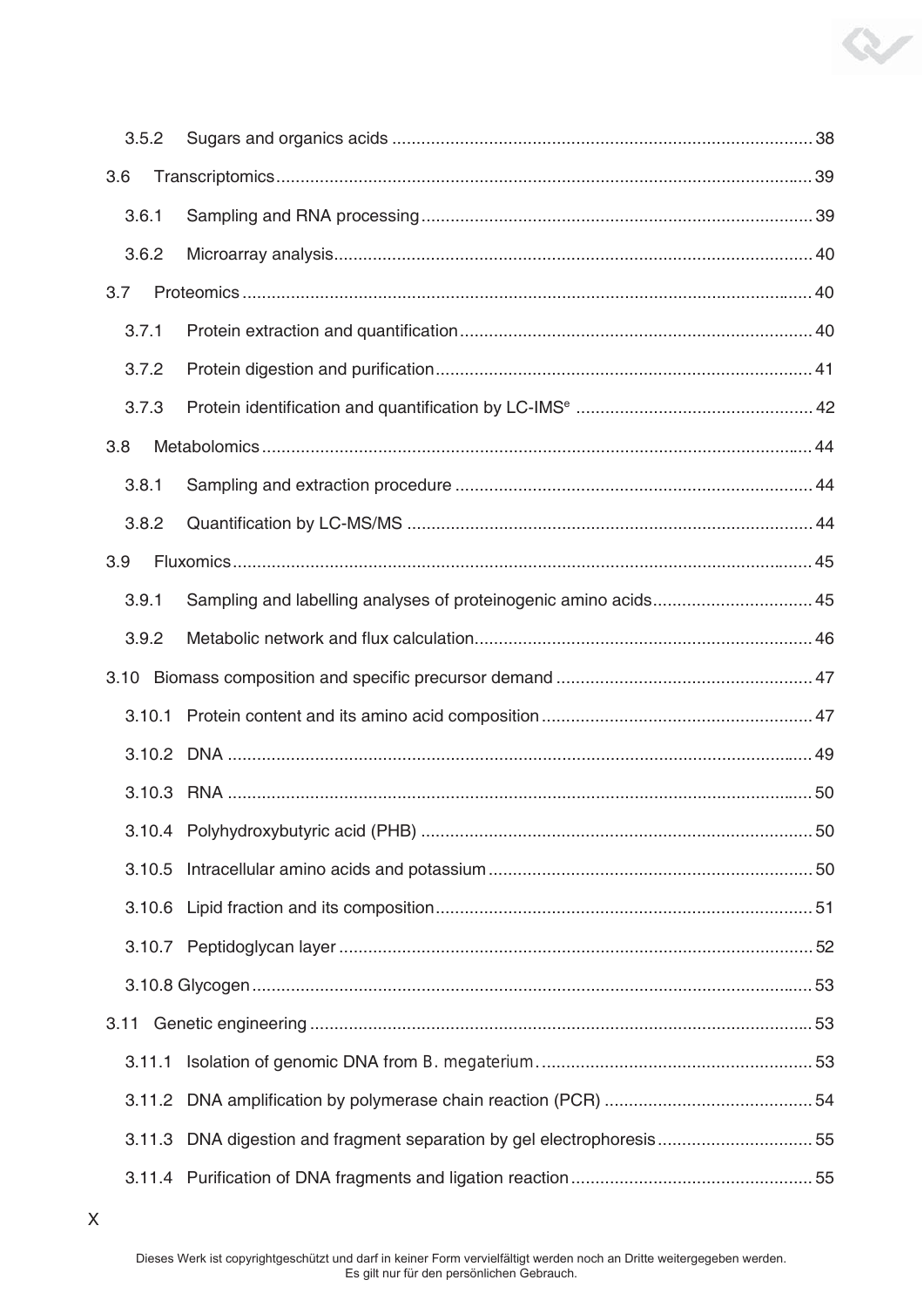3.5.2 Sugars and organics acids ........................................................................................ 38

3.6 Transcriptomics................................................................................................................ 39

3.6.1 Sampling and RNA processing................................................................................. 39

3.6.2 Microarray analysis.................................................................................................... 40

3.7 Proteomics ...................................................................................................................... 40

3.7.1 Protein extraction and quantification......................................................................... 40

3.7.2 Protein digestion and purification.............................................................................. 41

3.7.3 Protein identification and quantification by LC-IMS$^{e}$ ................................................. 42

3.8 Metabolomics .................................................................................................................. 44

3.8.1 Sampling and extraction procedure .......................................................................... 44

3.8.2 Quantification by LC-MS/MS .................................................................................... 44

3.9 Fluxomics........................................................................................................................ 45

3.9.1 Sampling and labelling analyses of proteinogenic amino acids................................. 45

3.9.2 Metabolic network and flux calculation...................................................................... 46

3.10 Biomass composition and specific precursor demand ..................................................... 47

3.10.1 Protein content and its amino acid composition........................................................ 47

3.10.2 DNA ........................................................................................................................ 49

3.10.3 RNA ........................................................................................................................ 50

3.10.4 Polyhydroxybutyric acid (PHB) ................................................................................. 50

3.10.5 Intracellular amino acids and potassium................................................................... 50

3.10.6 Lipid fraction and its composition.............................................................................. 51

3.10.7 Peptidoglycan layer .................................................................................................. 52

3.10.8 Glycogen.................................................................................................................... 53

3.11 Genetic engineering ........................................................................................................ 53

3.11.1 Isolation of genomic DNA from B. megaterium......................................................... 53

3.11.2 DNA amplification by polymerase chain reaction (PCR) ........................................... 54

3.11.3 DNA digestion and fragment separation by gel electrophoresis................................ 55

3.11.4 Purification of DNA fragments and ligation reaction.................................................. 55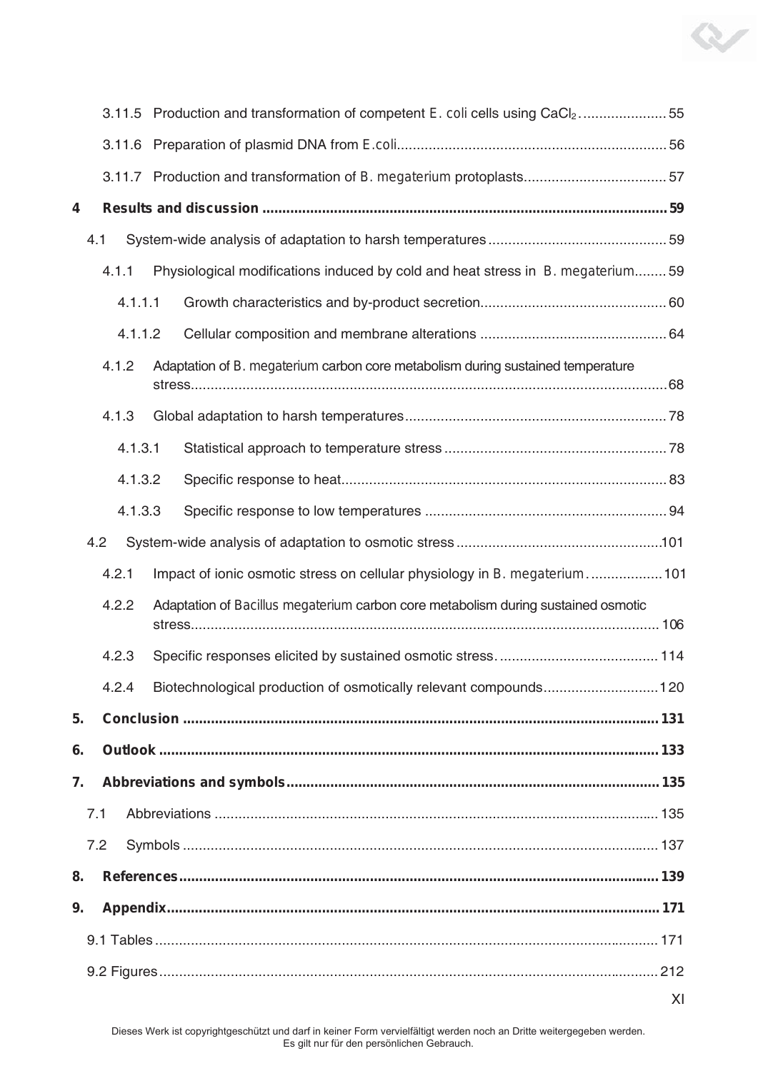3.11.5 Production and transformation of competent *E. coli* cells using $CaCl_2$ ..................... 55

3.11.6 Preparation of plasmid DNA from *E.coli* ..................... 56

3.11.7 Production and transformation of *B. megaterium* protoplasts ..................... 57

**4 Results and discussion ..................... 59**

4.1 System-wide analysis of adaptation to harsh temperatures ..................... 59

4.1.1 Physiological modifications induced by cold and heat stress in *B. megaterium* ..................... 59

4.1.1.1 Growth characteristics and by-product secretion ..................... 60

4.1.1.2 Cellular composition and membrane alterations ..................... 64

4.1.2 Adaptation of *B. megaterium* carbon core metabolism during sustained temperature stress ..................... 68

4.1.3 Global adaptation to harsh temperatures ..................... 78

4.1.3.1 Statistical approach to temperature stress ..................... 78

4.1.3.2 Specific response to heat ..................... 83

4.1.3.3 Specific response to low temperatures ..................... 94

4.2 System-wide analysis of adaptation to osmotic stress ..................... 101

4.2.1 Impact of ionic osmotic stress on cellular physiology in *B. megaterium* ..................... 101

4.2.2 Adaptation of *Bacillus megaterium* carbon core metabolism during sustained osmotic stress ..................... 106

4.2.3 Specific responses elicited by sustained osmotic stress ..................... 114

4.2.4 Biotechnological production of osmotically relevant compounds ..................... 120

**5. Conclusion ..................... 131**

**6. Outlook ..................... 133**

**7. Abbreviations and symbols ..................... 135**

7.1 Abbreviations ..................... 135

7.2 Symbols ..................... 137

**8. References ..................... 139**

**9. Appendix ..................... 171**

9.1 Tables ..................... 171

9.2 Figures ..................... 212